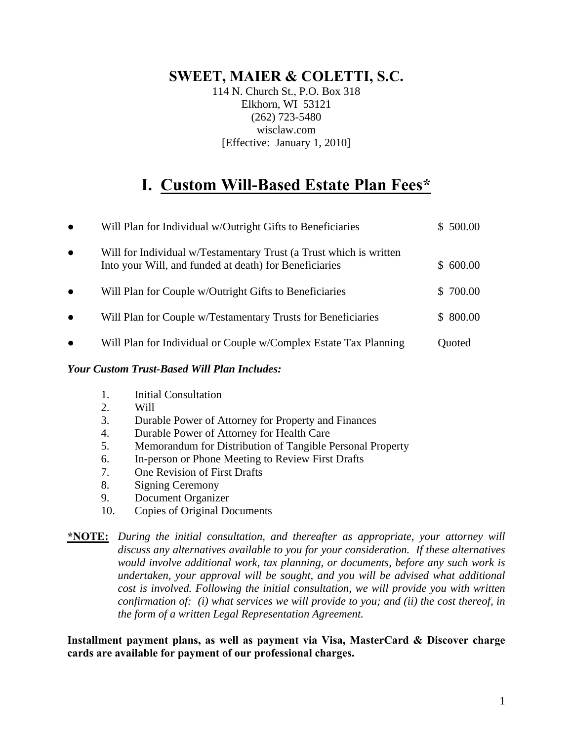# SWEET, MAIER & COLETTI, S.C.

114 N. Church St., P.O. Box 318
Elkhorn, WI 53121
(262) 723-5480
wisclaw.com
[Effective: January 1, 2010]

# I. Custom Will-Based Estate Plan Fees*

| | |
|---|---|
| ● Will Plan for Individual w/Outright Gifts to Beneficiaries | $ 500.00 |
| ● Will for Individual w/Testamentary Trust (a Trust which is written Into your Will, and funded at death) for Beneficiaries | $ 600.00 |
| ● Will Plan for Couple w/Outright Gifts to Beneficiaries | $ 700.00 |
| ● Will Plan for Couple w/Testamentary Trusts for Beneficiaries | $ 800.00 |
| ● Will Plan for Individual or Couple w/Complex Estate Tax Planning | Quoted |

***Your Custom Trust-Based Will Plan Includes:***

1. Initial Consultation
2. Will
3. Durable Power of Attorney for Property and Finances
4. Durable Power of Attorney for Health Care
5. Memorandum for Distribution of Tangible Personal Property
6. In-person or Phone Meeting to Review First Drafts
7. One Revision of First Drafts
8. Signing Ceremony
9. Document Organizer
10. Copies of Original Documents

**\*NOTE:** *During the initial consultation, and thereafter as appropriate, your attorney will discuss any alternatives available to you for your consideration. If these alternatives would involve additional work, tax planning, or documents, before any such work is undertaken, your approval will be sought, and you will be advised what additional cost is involved. Following the initial consultation, we will provide you with written confirmation of: (i) what services we will provide to you; and (ii) the cost thereof, in the form of a written Legal Representation Agreement.*

**Installment payment plans, as well as payment via Visa, MasterCard & Discover charge cards are available for payment of our professional charges.**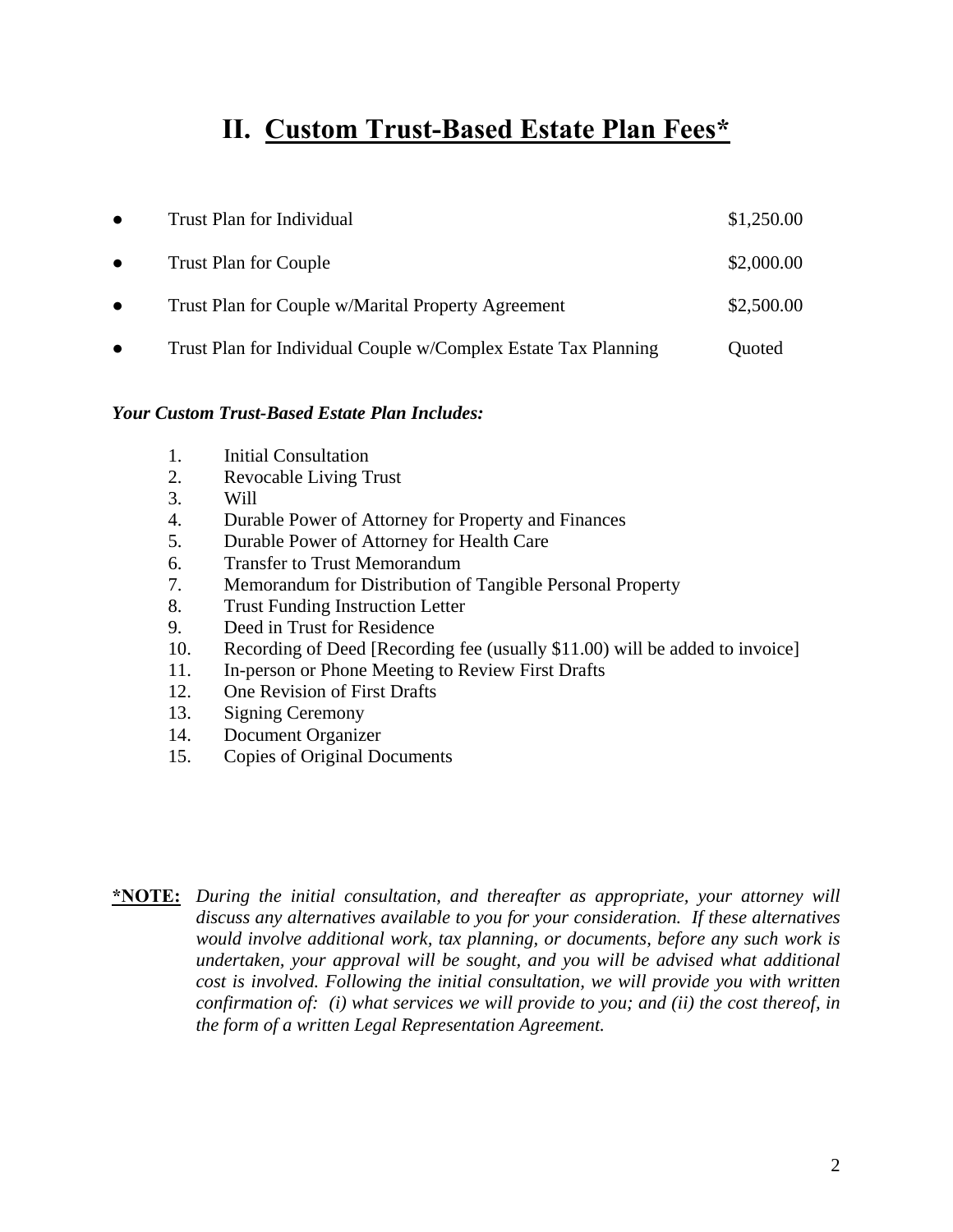# II. Custom Trust-Based Estate Plan Fees*

| | |
|---|---|
| Trust Plan for Individual | $1,250.00 |
| Trust Plan for Couple | $2,000.00 |
| Trust Plan for Couple w/Marital Property Agreement | $2,500.00 |
| Trust Plan for Individual Couple w/Complex Estate Tax Planning | Quoted |

***Your Custom Trust-Based Estate Plan Includes:***

1. Initial Consultation
2. Revocable Living Trust
3. Will
4. Durable Power of Attorney for Property and Finances
5. Durable Power of Attorney for Health Care
6. Transfer to Trust Memorandum
7. Memorandum for Distribution of Tangible Personal Property
8. Trust Funding Instruction Letter
9. Deed in Trust for Residence
10. Recording of Deed [Recording fee (usually $11.00) will be added to invoice]
11. In-person or Phone Meeting to Review First Drafts
12. One Revision of First Drafts
13. Signing Ceremony
14. Document Organizer
15. Copies of Original Documents

**\*NOTE:** *During the initial consultation, and thereafter as appropriate, your attorney will discuss any alternatives available to you for your consideration. If these alternatives would involve additional work, tax planning, or documents, before any such work is undertaken, your approval will be sought, and you will be advised what additional cost is involved. Following the initial consultation, we will provide you with written confirmation of: (i) what services we will provide to you; and (ii) the cost thereof, in the form of a written Legal Representation Agreement.*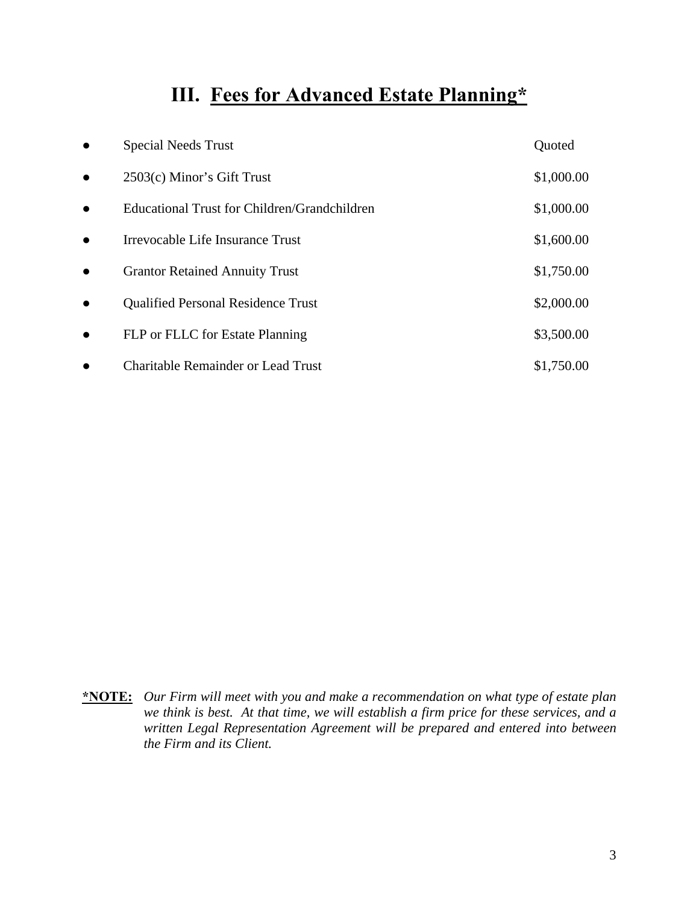# III. Fees for Advanced Estate Planning*

- Special Needs Trust — Quoted
- 2503(c) Minor's Gift Trust — $1,000.00
- Educational Trust for Children/Grandchildren — $1,000.00
- Irrevocable Life Insurance Trust — $1,600.00
- Grantor Retained Annuity Trust — $1,750.00
- Qualified Personal Residence Trust — $2,000.00
- FLP or FLLC for Estate Planning — $3,500.00
- Charitable Remainder or Lead Trust — $1,750.00

**\*NOTE:** *Our Firm will meet with you and make a recommendation on what type of estate plan we think is best. At that time, we will establish a firm price for these services, and a written Legal Representation Agreement will be prepared and entered into between the Firm and its Client.*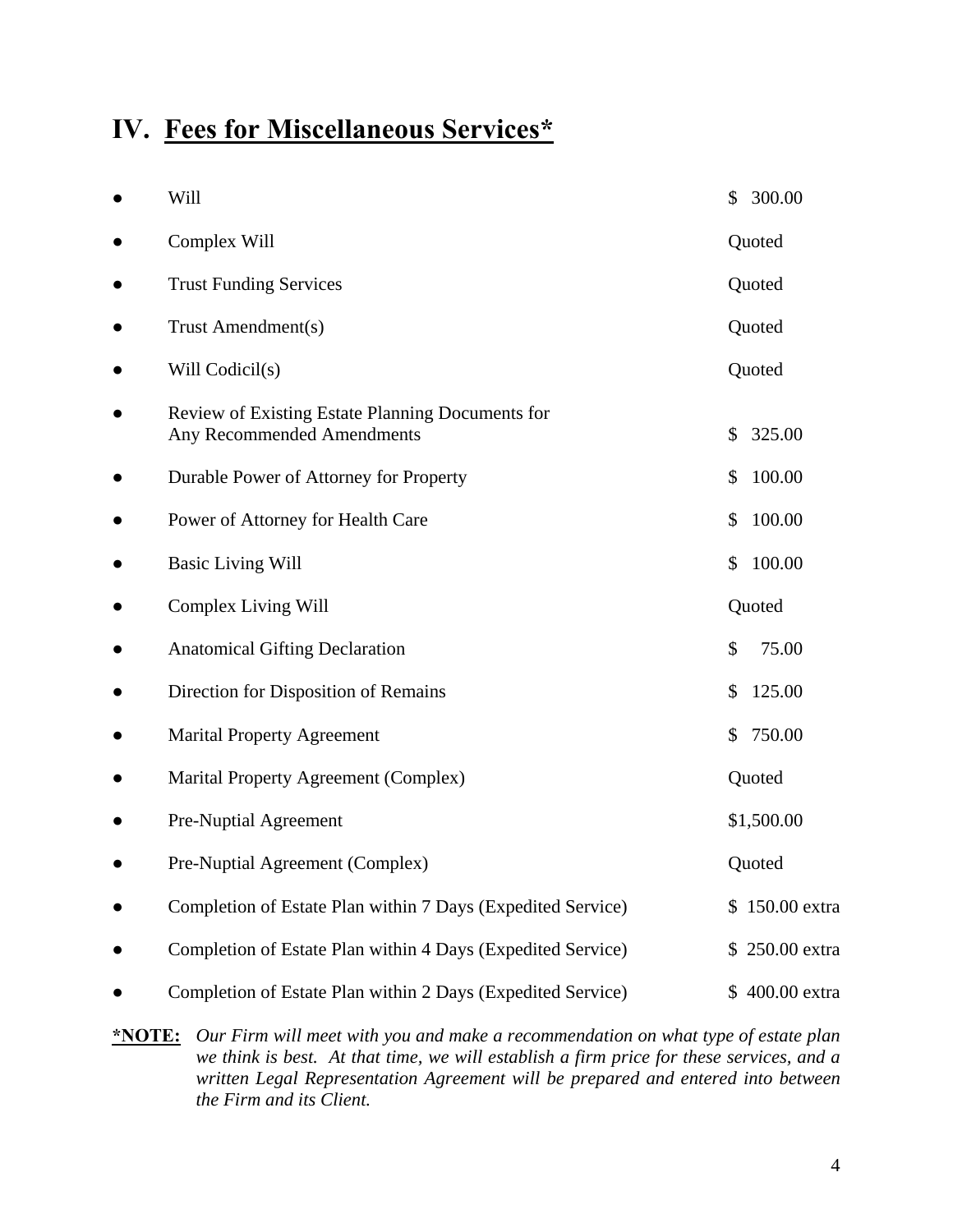## IV. **Fees for Miscellaneous Services***

| | |
|---|---|
| ● Will | $ 300.00 |
| ● Complex Will | Quoted |
| ● Trust Funding Services | Quoted |
| ● Trust Amendment(s) | Quoted |
| ● Will Codicil(s) | Quoted |
| ● Review of Existing Estate Planning Documents for Any Recommended Amendments | $ 325.00 |
| ● Durable Power of Attorney for Property | $ 100.00 |
| ● Power of Attorney for Health Care | $ 100.00 |
| ● Basic Living Will | $ 100.00 |
| ● Complex Living Will | Quoted |
| ● Anatomical Gifting Declaration | $ 75.00 |
| ● Direction for Disposition of Remains | $ 125.00 |
| ● Marital Property Agreement | $ 750.00 |
| ● Marital Property Agreement (Complex) | Quoted |
| ● Pre-Nuptial Agreement | $1,500.00 |
| ● Pre-Nuptial Agreement (Complex) | Quoted |
| ● Completion of Estate Plan within 7 Days (Expedited Service) | $ 150.00 extra |
| ● Completion of Estate Plan within 4 Days (Expedited Service) | $ 250.00 extra |
| ● Completion of Estate Plan within 2 Days (Expedited Service) | $ 400.00 extra |

**\*NOTE:** *Our Firm will meet with you and make a recommendation on what type of estate plan we think is best. At that time, we will establish a firm price for these services, and a written Legal Representation Agreement will be prepared and entered into between the Firm and its Client.*